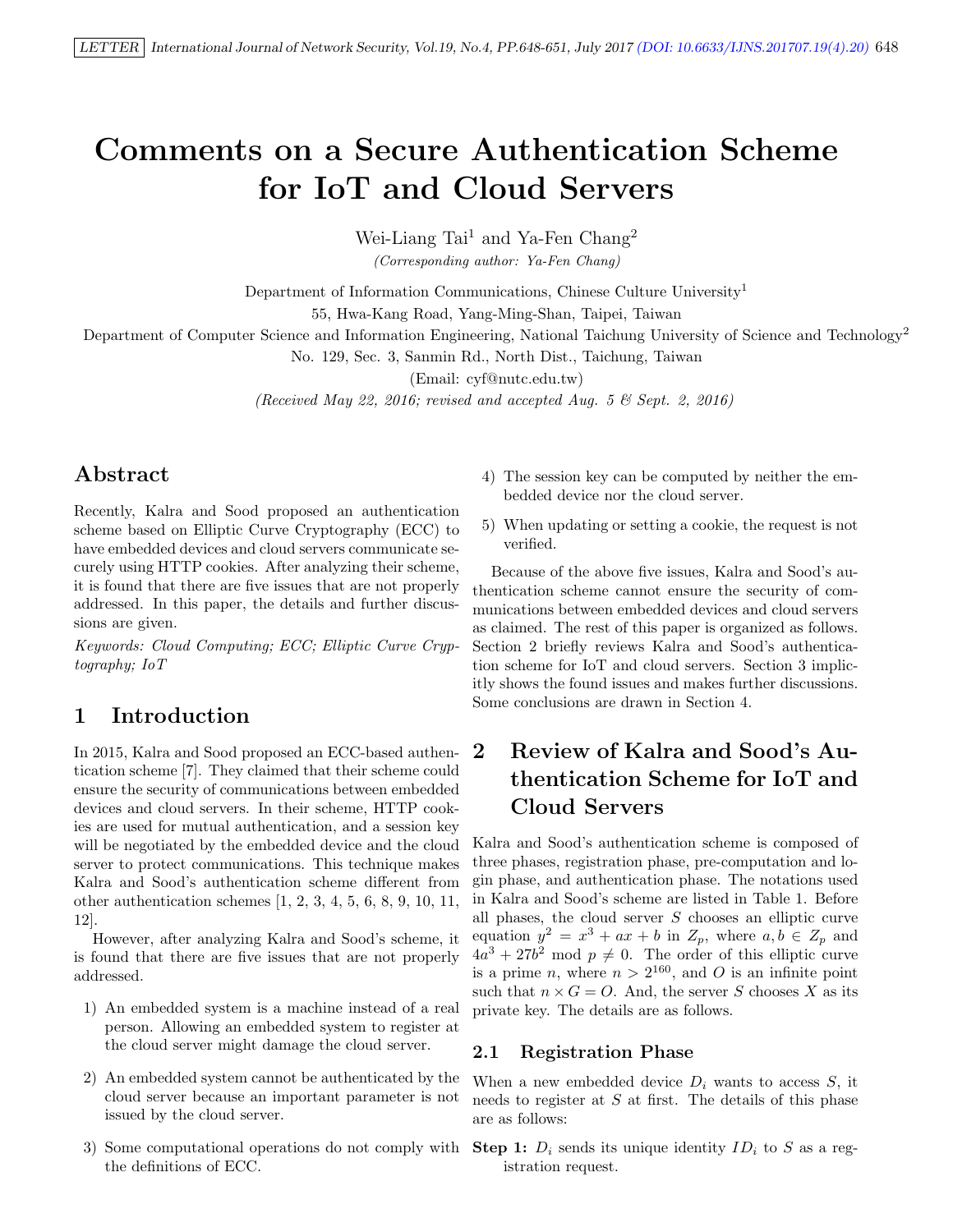# Comments on a Secure Authentication Scheme for IoT and Cloud Servers

Wei-Liang Tai[1] and Ya-Fen Chang[2]

*(Corresponding author: Ya-Fen Chang)*

Department of Information Communications, Chinese Culture University[1]

55, Hwa-Kang Road, Yang-Ming-Shan, Taipei, Taiwan

Department of Computer Science and Information Engineering, National Taichung University of Science and Technology[2]

No. 129, Sec. 3, Sanmin Rd., North Dist., Taichung, Taiwan

(Email: cyf@nutc.edu.tw)

*(Received May 22, 2016; revised and accepted Aug. 5 & Sept. 2, 2016)*

## Abstract

Recently, Kalra and Sood proposed an authentication scheme based on Elliptic Curve Cryptography (ECC) to have embedded devices and cloud servers communicate securely using HTTP cookies. After analyzing their scheme, it is found that there are five issues that are not properly addressed. In this paper, the details and further discussions are given.

*Keywords: Cloud Computing; ECC; Elliptic Curve Cryptography; IoT*

## 1 Introduction

In 2015, Kalra and Sood proposed an ECC-based authentication scheme [7]. They claimed that their scheme could ensure the security of communications between embedded devices and cloud servers. In their scheme, HTTP cookies are used for mutual authentication, and a session key will be negotiated by the embedded device and the cloud server to protect communications. This technique makes Kalra and Sood's authentication scheme different from other authentication schemes [1, 2, 3, 4, 5, 6, 8, 9, 10, 11, 12].

However, after analyzing Kalra and Sood's scheme, it is found that there are five issues that are not properly addressed.

1) An embedded system is a machine instead of a real person. Allowing an embedded system to register at the cloud server might damage the cloud server.
2) An embedded system cannot be authenticated by the cloud server because an important parameter is not issued by the cloud server.
3) Some computational operations do not comply with the definitions of ECC.
4) The session key can be computed by neither the embedded device nor the cloud server.
5) When updating or setting a cookie, the request is not verified.

Because of the above five issues, Kalra and Sood's authentication scheme cannot ensure the security of communications between embedded devices and cloud servers as claimed. The rest of this paper is organized as follows. Section 2 briefly reviews Kalra and Sood's authentication scheme for IoT and cloud servers. Section 3 implicitly shows the found issues and makes further discussions. Some conclusions are drawn in Section 4.

## 2 Review of Kalra and Sood's Authentication Scheme for IoT and Cloud Servers

Kalra and Sood's authentication scheme is composed of three phases, registration phase, pre-computation and login phase, and authentication phase. The notations used in Kalra and Sood's scheme are listed in Table 1. Before all phases, the cloud server $S$ chooses an elliptic curve equation $y^2 = x^3 + ax + b$ in $Z_p$, where $a, b \in Z_p$ and $4a^3 + 27b^2 \bmod p \neq 0$. The order of this elliptic curve is a prime $n$, where $n > 2^{160}$, and $O$ is an infinite point such that $n \times G = O$. And, the server $S$ chooses $X$ as its private key. The details are as follows.

### 2.1 Registration Phase

When a new embedded device $D_i$ wants to access $S$, it needs to register at $S$ at first. The details of this phase are as follows:

**Step 1:** $D_i$ sends its unique identity $ID_i$ to $S$ as a registration request.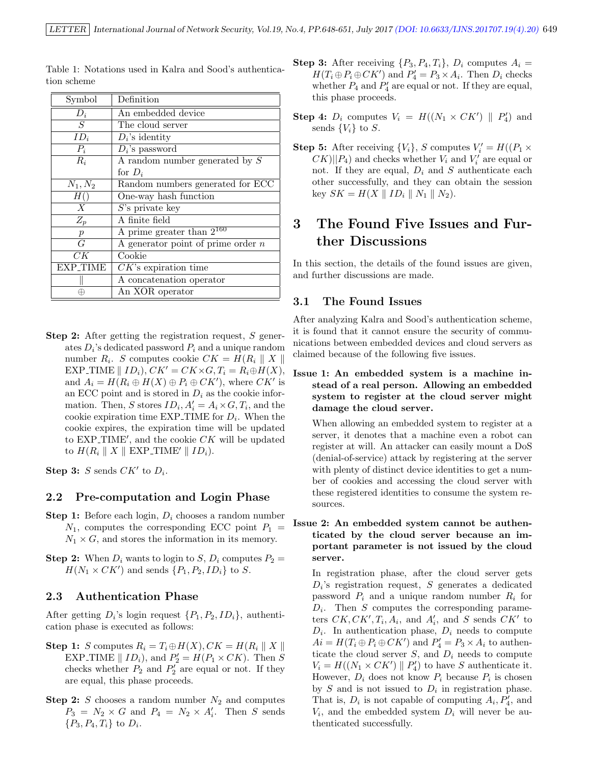Table 1: Notations used in Kalra and Sood's authentication scheme

| Symbol | Definition |
|---|---|
| $D_i$ | An embedded device |
| $S$ | The cloud server |
| $ID_i$ | $D_i$'s identity |
| $P_i$ | $D_i$'s password |
| $R_i$ | A random number generated by $S$ for $D_i$ |
| $N_1, N_2$ | Random numbers generated for ECC |
| $H()$ | One-way hash function |
| $X$ | $S$'s private key |
| $Z_p$ | A finite field |
| $p$ | A prime greater than $2^{160}$ |
| $G$ | A generator point of prime order $n$ |
| $CK$ | Cookie |
| EXP_TIME | $CK$'s expiration time |
| $\parallel$ | A concatenation operator |
| $\oplus$ | An XOR operator |

**Step 2:** After getting the registration request, $S$ generates $D_i$'s dedicated password $P_i$ and a unique random number $R_i$. $S$ computes cookie $CK = H(R_i \parallel X \parallel \text{EXP\_TIME} \parallel ID_i)$, $CK' = CK \times G$, $T_i = R_i \oplus H(X)$, and $A_i = H(R_i \oplus H(X) \oplus P_i \oplus CK')$, where $CK'$ is an ECC point and is stored in $D_i$ as the cookie information. Then, $S$ stores $ID_i, A_i' = A_i \times G, T_i$, and the cookie expiration time EXP_TIME for $D_i$. When the cookie expires, the expiration time will be updated to EXP_TIME$'$, and the cookie $CK$ will be updated to $H(R_i \parallel X \parallel \text{EXP\_TIME}' \parallel ID_i)$.

**Step 3:** $S$ sends $CK'$ to $D_i$.

### 2.2 Pre-computation and Login Phase

**Step 1:** Before each login, $D_i$ chooses a random number $N_1$, computes the corresponding ECC point $P_1 = N_1 \times G$, and stores the information in its memory.

**Step 2:** When $D_i$ wants to login to $S$, $D_i$ computes $P_2 = H(N_1 \times CK')$ and sends $\{P_1, P_2, ID_i\}$ to $S$.

### 2.3 Authentication Phase

After getting $D_i$'s login request $\{P_1, P_2, ID_i\}$, authentication phase is executed as follows:

**Step 1:** $S$ computes $R_i = T_i \oplus H(X)$, $CK = H(R_i \parallel X \parallel \text{EXP\_TIME} \parallel ID_i)$, and $P_2' = H(P_1 \times CK)$. Then $S$ checks whether $P_2$ and $P_2'$ are equal or not. If they are equal, this phase proceeds.

**Step 2:** $S$ chooses a random number $N_2$ and computes $P_3 = N_2 \times G$ and $P_4 = N_2 \times A_i'$. Then $S$ sends $\{P_3, P_4, T_i\}$ to $D_i$.

**Step 3:** After receiving $\{P_3, P_4, T_i\}$, $D_i$ computes $A_i = H(T_i \oplus P_i \oplus CK')$ and $P_4' = P_3 \times A_i$. Then $D_i$ checks whether $P_4$ and $P_4'$ are equal or not. If they are equal, this phase proceeds.

**Step 4:** $D_i$ computes $V_i = H((N_1 \times CK') \parallel P_4')$ and sends $\{V_i\}$ to $S$.

**Step 5:** After receiving $\{V_i\}$, $S$ computes $V_i' = H((P_1 \times CK) || P_4)$ and checks whether $V_i$ and $V_i'$ are equal or not. If they are equal, $D_i$ and $S$ authenticate each other successfully, and they can obtain the session key $SK = H(X \parallel ID_i \parallel N_1 \parallel N_2)$.

## 3 The Found Five Issues and Further Discussions

In this section, the details of the found issues are given, and further discussions are made.

### 3.1 The Found Issues

After analyzing Kalra and Sood's authentication scheme, it is found that it cannot ensure the security of communications between embedded devices and cloud servers as claimed because of the following five issues.

**Issue 1: An embedded system is a machine instead of a real person. Allowing an embedded system to register at the cloud server might damage the cloud server.**

When allowing an embedded system to register at a server, it denotes that a machine even a robot can register at will. An attacker can easily mount a DoS (denial-of-service) attack by registering at the server with plenty of distinct device identities to get a number of cookies and accessing the cloud server with these registered identities to consume the system resources.

**Issue 2: An embedded system cannot be authenticated by the cloud server because an important parameter is not issued by the cloud server.**

In registration phase, after the cloud server gets $D_i$'s registration request, $S$ generates a dedicated password $P_i$ and a unique random number $R_i$ for $D_i$. Then $S$ computes the corresponding parameters $CK, CK', T_i, A_i$, and $A_i'$, and $S$ sends $CK'$ to $D_i$. In authentication phase, $D_i$ needs to compute $Ai = H(T_i \oplus P_i \oplus CK')$ and $P_4' = P_3 \times A_i$ to authenticate the cloud server $S$, and $D_i$ needs to compute $V_i = H((N_1 \times CK') \parallel P_4')$ to have $S$ authenticate it. However, $D_i$ does not know $P_i$ because $P_i$ is chosen by $S$ and is not issued to $D_i$ in registration phase. That is, $D_i$ is not capable of computing $A_i, P_4'$, and $V_i$, and the embedded system $D_i$ will never be authenticated successfully.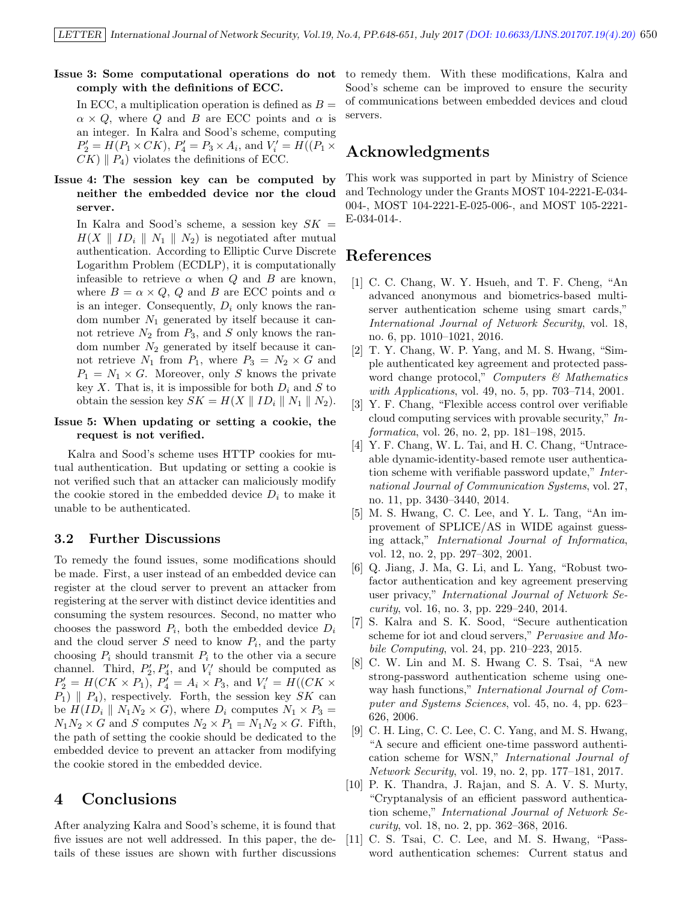**Issue 3: Some computational operations do not comply with the definitions of ECC.**

In ECC, a multiplication operation is defined as $B = \alpha \times Q$, where $Q$ and $B$ are ECC points and $\alpha$ is an integer. In Kalra and Sood's scheme, computing $P_2' = H(P_1 \times CK)$, $P_4' = P_3 \times A_i$, and $V_i' = H((P_1 \times CK) \parallel P_4)$ violates the definitions of ECC.

**Issue 4: The session key can be computed by neither the embedded device nor the cloud server.**

In Kalra and Sood's scheme, a session key $SK = H(X \parallel ID_i \parallel N_1 \parallel N_2)$ is negotiated after mutual authentication. According to Elliptic Curve Discrete Logarithm Problem (ECDLP), it is computationally infeasible to retrieve $\alpha$ when $Q$ and $B$ are known, where $B = \alpha \times Q$, $Q$ and $B$ are ECC points and $\alpha$ is an integer. Consequently, $D_i$ only knows the random number $N_1$ generated by itself because it cannot retrieve $N_2$ from $P_3$, and $S$ only knows the random number $N_2$ generated by itself because it cannot retrieve $N_1$ from $P_1$, where $P_3 = N_2 \times G$ and $P_1 = N_1 \times G$. Moreover, only $S$ knows the private key $X$. That is, it is impossible for both $D_i$ and $S$ to obtain the session key $SK = H(X \parallel ID_i \parallel N_1 \parallel N_2)$.

**Issue 5: When updating or setting a cookie, the request is not verified.**

Kalra and Sood's scheme uses HTTP cookies for mutual authentication. But updating or setting a cookie is not verified such that an attacker can maliciously modify the cookie stored in the embedded device $D_i$ to make it unable to be authenticated.

### 3.2 Further Discussions

To remedy the found issues, some modifications should be made. First, a user instead of an embedded device can register at the cloud server to prevent an attacker from registering at the server with distinct device identities and consuming the system resources. Second, no matter who chooses the password $P_i$, both the embedded device $D_i$ and the cloud server $S$ need to know $P_i$, and the party choosing $P_i$ should transmit $P_i$ to the other via a secure channel. Third, $P_2', P_4'$, and $V_i'$ should be computed as $P_2' = H(CK \times P_1)$, $P_4' = A_i \times P_3$, and $V_i' = H((CK \times P_1) \parallel P_4)$, respectively. Forth, the session key $SK$ can be $H(ID_i \parallel N_1 N_2 \times G)$, where $D_i$ computes $N_1 \times P_3 = N_1 N_2 \times G$ and $S$ computes $N_2 \times P_1 = N_1 N_2 \times G$. Fifth, the path of setting the cookie should be dedicated to the embedded device to prevent an attacker from modifying the cookie stored in the embedded device.

## 4 Conclusions

After analyzing Kalra and Sood's scheme, it is found that five issues are not well addressed. In this paper, the details of these issues are shown with further discussions to remedy them. With these modifications, Kalra and Sood's scheme can be improved to ensure the security of communications between embedded devices and cloud servers.

## Acknowledgments

This work was supported in part by Ministry of Science and Technology under the Grants MOST 104-2221-E-034-004-, MOST 104-2221-E-025-006-, and MOST 105-2221-E-034-014-.

## References

[1] C. C. Chang, W. Y. Hsueh, and T. F. Cheng, "An advanced anonymous and biometrics-based multi-server authentication scheme using smart cards," *International Journal of Network Security*, vol. 18, no. 6, pp. 1010–1021, 2016.

[2] T. Y. Chang, W. P. Yang, and M. S. Hwang, "Simple authenticated key agreement and protected password change protocol," *Computers & Mathematics with Applications*, vol. 49, no. 5, pp. 703–714, 2001.

[3] Y. F. Chang, "Flexible access control over verifiable cloud computing services with provable security," *Informatica*, vol. 26, no. 2, pp. 181–198, 2015.

[4] Y. F. Chang, W. L. Tai, and H. C. Chang, "Untraceable dynamic-identity-based remote user authentication scheme with verifiable password update," *International Journal of Communication Systems*, vol. 27, no. 11, pp. 3430–3440, 2014.

[5] M. S. Hwang, C. C. Lee, and Y. L. Tang, "An improvement of SPLICE/AS in WIDE against guessing attack," *International Journal of Informatica*, vol. 12, no. 2, pp. 297–302, 2001.

[6] Q. Jiang, J. Ma, G. Li, and L. Yang, "Robust two-factor authentication and key agreement preserving user privacy," *International Journal of Network Security*, vol. 16, no. 3, pp. 229–240, 2014.

[7] S. Kalra and S. K. Sood, "Secure authentication scheme for iot and cloud servers," *Pervasive and Mobile Computing*, vol. 24, pp. 210–223, 2015.

[8] C. W. Lin and M. S. Hwang C. S. Tsai, "A new strong-password authentication scheme using one-way hash functions," *International Journal of Computer and Systems Sciences*, vol. 45, no. 4, pp. 623–626, 2006.

[9] C. H. Ling, C. C. Lee, C. C. Yang, and M. S. Hwang, "A secure and efficient one-time password authentication scheme for WSN," *International Journal of Network Security*, vol. 19, no. 2, pp. 177–181, 2017.

[10] P. K. Thandra, J. Rajan, and S. A. V. S. Murty, "Cryptanalysis of an efficient password authentication scheme," *International Journal of Network Security*, vol. 18, no. 2, pp. 362–368, 2016.

[11] C. S. Tsai, C. C. Lee, and M. S. Hwang, "Password authentication schemes: Current status and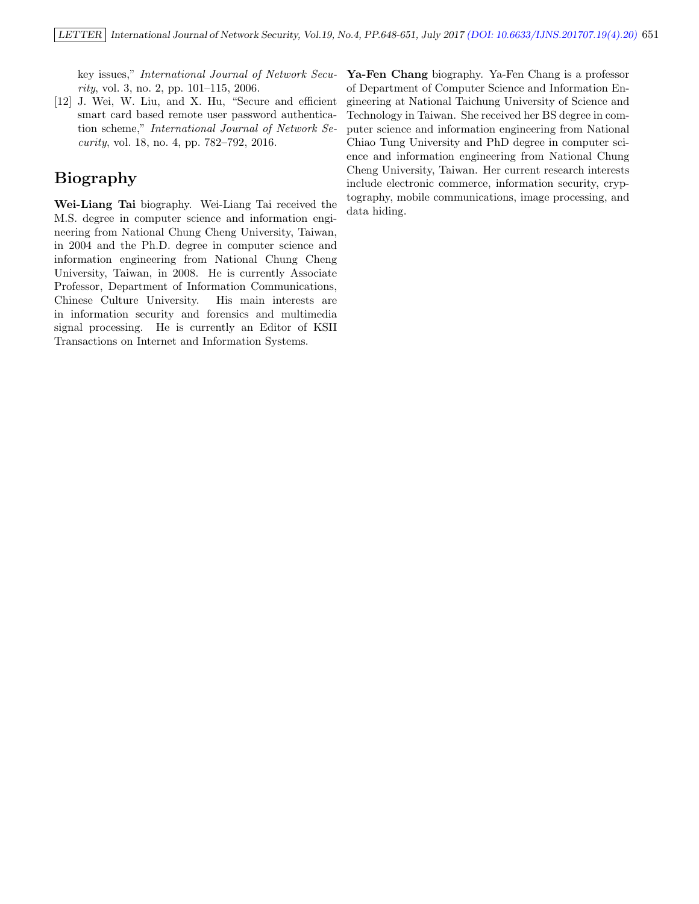key issues," *International Journal of Network Security*, vol. 3, no. 2, pp. 101–115, 2006.

[12] J. Wei, W. Liu, and X. Hu, "Secure and efficient smart card based remote user password authentication scheme," *International Journal of Network Security*, vol. 18, no. 4, pp. 782–792, 2016.

## Biography

**Wei-Liang Tai** biography. Wei-Liang Tai received the M.S. degree in computer science and information engineering from National Chung Cheng University, Taiwan, in 2004 and the Ph.D. degree in computer science and information engineering from National Chung Cheng University, Taiwan, in 2008. He is currently Associate Professor, Department of Information Communications, Chinese Culture University. His main interests are in information security and forensics and multimedia signal processing. He is currently an Editor of KSII Transactions on Internet and Information Systems.

**Ya-Fen Chang** biography. Ya-Fen Chang is a professor of Department of Computer Science and Information Engineering at National Taichung University of Science and Technology in Taiwan. She received her BS degree in computer science and information engineering from National Chiao Tung University and PhD degree in computer science and information engineering from National Chung Cheng University, Taiwan. Her current research interests include electronic commerce, information security, cryptography, mobile communications, image processing, and data hiding.